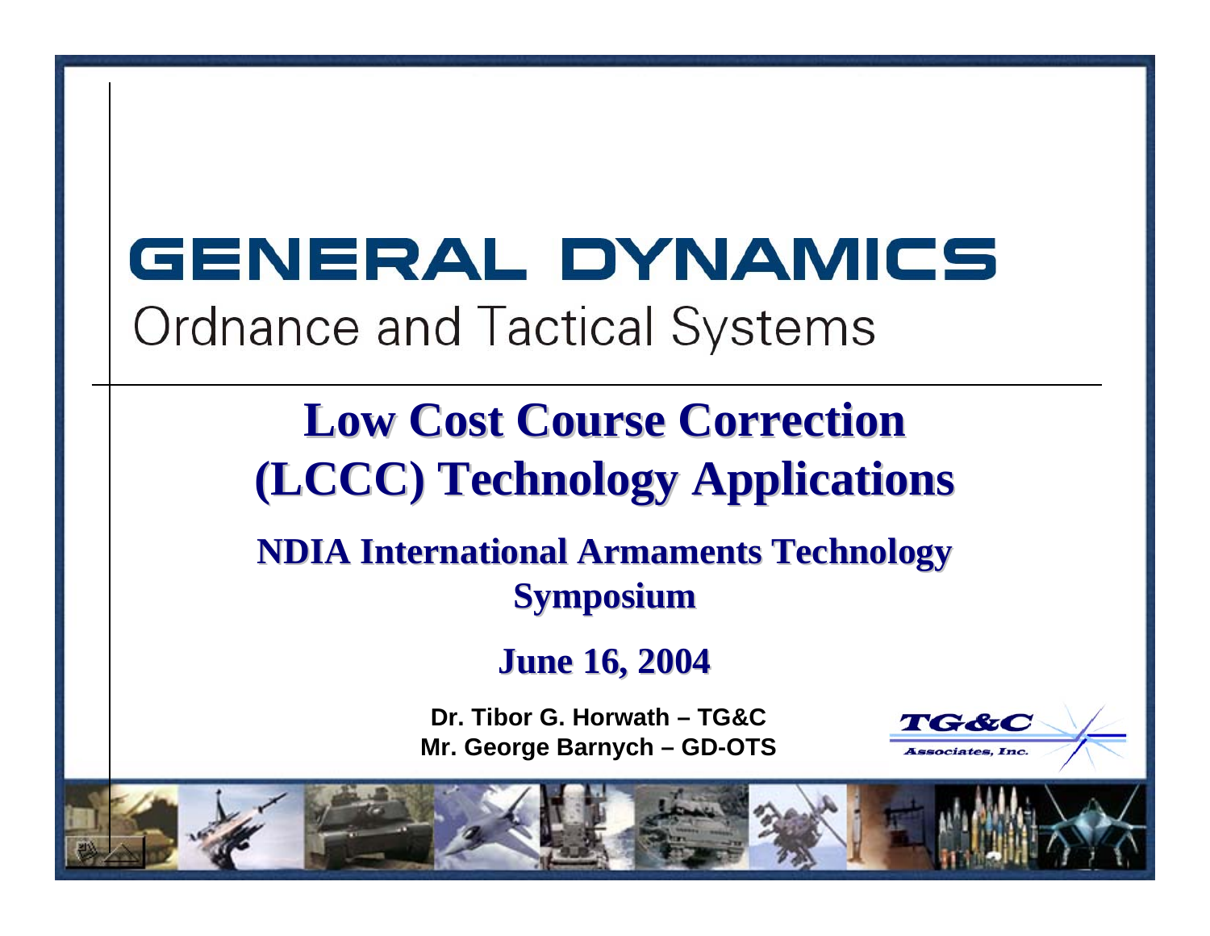GENERAL DYNAMICS

Ordnance and Tactical Systems

# Low Cost Course Correction (LCCC) Technology Applications

## NDIA International Armaments Technology Symposium

## June 16, 2004

**Dr. Tibor G. Horwath – TG&C**
**Mr. George Barnych – GD-OTS**

TG&C Associates, Inc.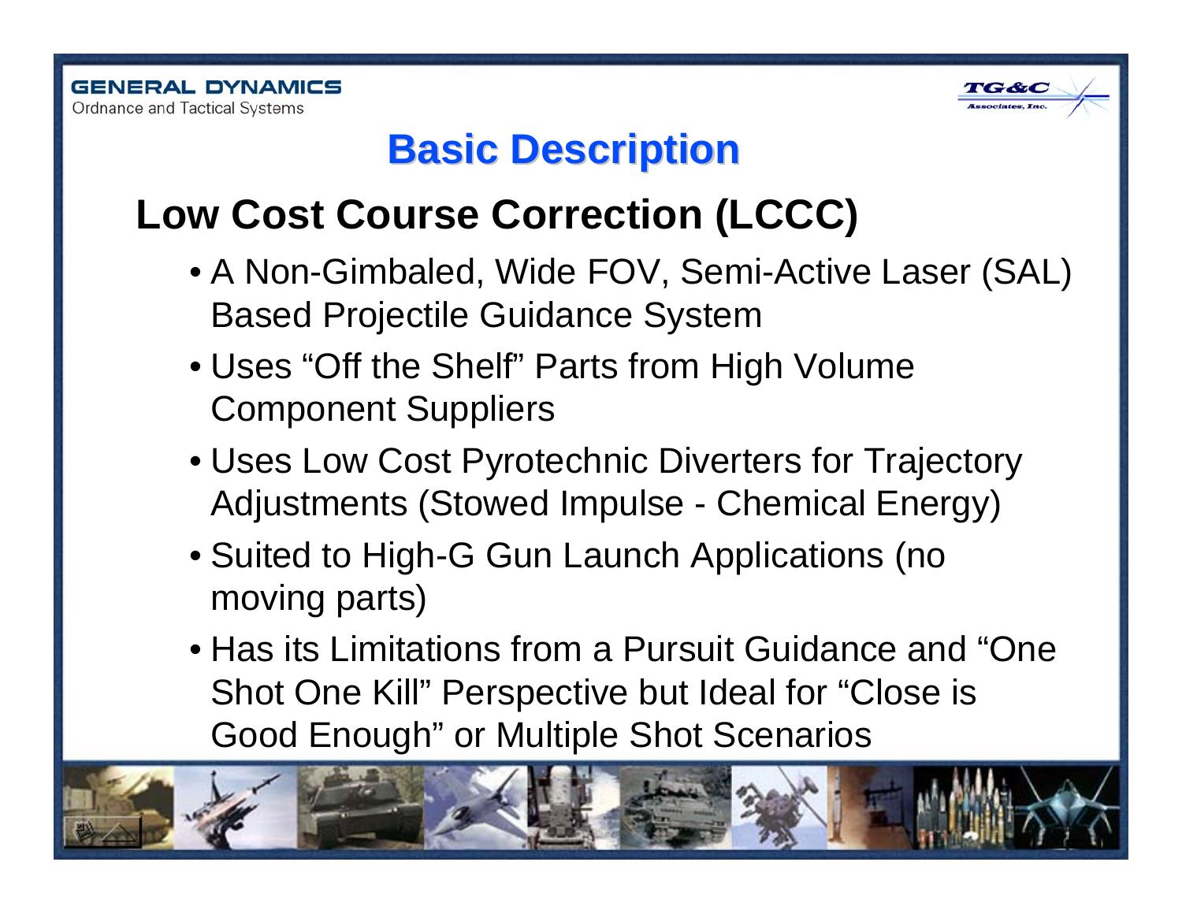# Basic Description

## Low Cost Course Correction (LCCC)

- A Non-Gimbaled, Wide FOV, Semi-Active Laser (SAL) Based Projectile Guidance System
- Uses “Off the Shelf” Parts from High Volume Component Suppliers
- Uses Low Cost Pyrotechnic Diverters for Trajectory Adjustments (Stowed Impulse - Chemical Energy)
- Suited to High-G Gun Launch Applications (no moving parts)
- Has its Limitations from a Pursuit Guidance and “One Shot One Kill” Perspective but Ideal for “Close is Good Enough” or Multiple Shot Scenarios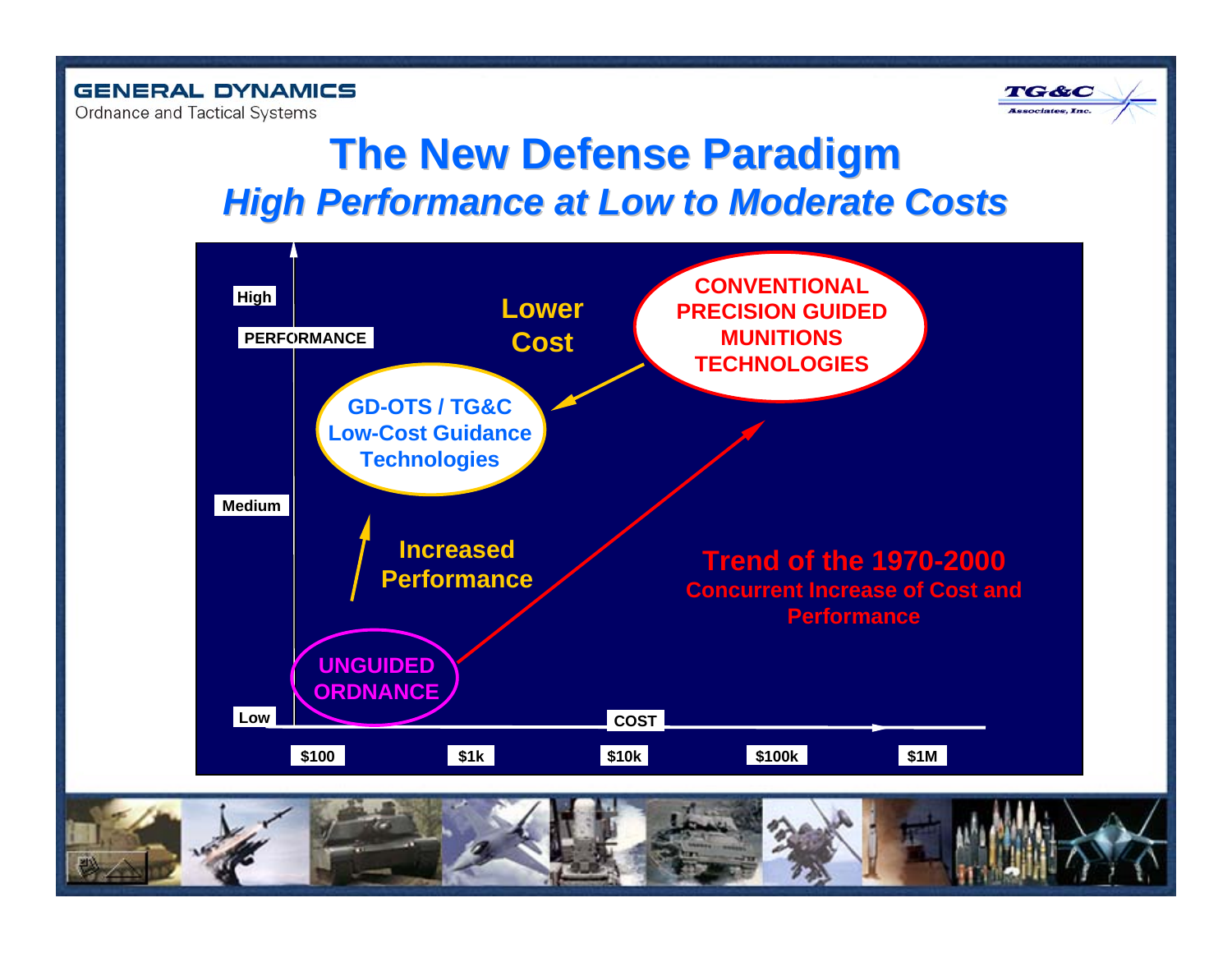# The New Defense Paradigm

## *High Performance at Low to Moderate Costs*

PERFORMANCE

High

Medium

Low

COST

$100 | $1k | $10k | $100k | $1M

CONVENTIONAL PRECISION GUIDED MUNITIONS TECHNOLOGIES

Lower Cost

GD-OTS / TG&C Low-Cost Guidance Technologies

Increased Performance

UNGUIDED ORDNANCE

**Trend of the 1970-2000**

Concurrent Increase of Cost and Performance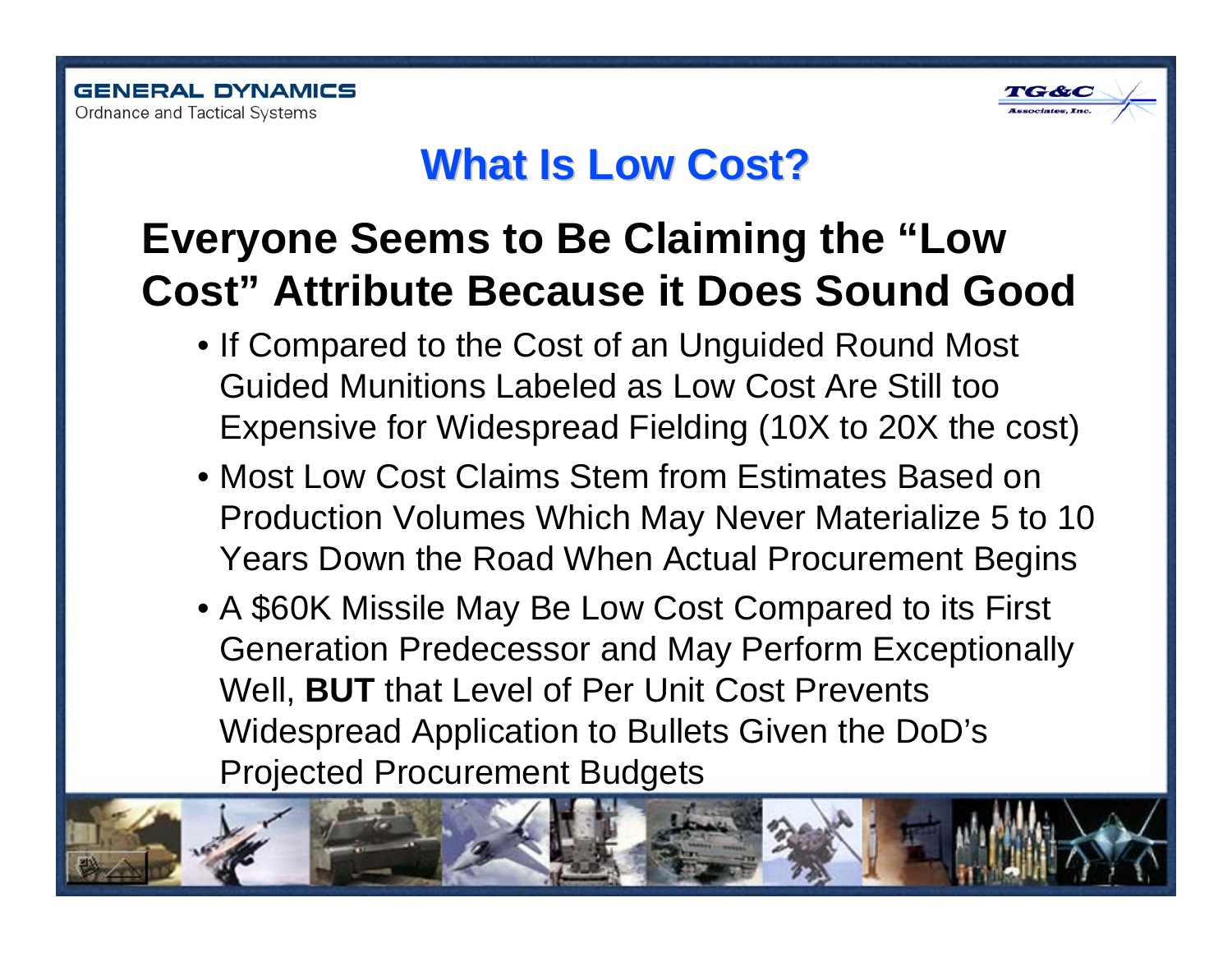# What Is Low Cost?

## Everyone Seems to Be Claiming the "Low Cost" Attribute Because it Does Sound Good

- If Compared to the Cost of an Unguided Round Most Guided Munitions Labeled as Low Cost Are Still too Expensive for Widespread Fielding (10X to 20X the cost)
- Most Low Cost Claims Stem from Estimates Based on Production Volumes Which May Never Materialize 5 to 10 Years Down the Road When Actual Procurement Begins
- A $60K Missile May Be Low Cost Compared to its First Generation Predecessor and May Perform Exceptionally Well, **BUT** that Level of Per Unit Cost Prevents Widespread Application to Bullets Given the DoD's Projected Procurement Budgets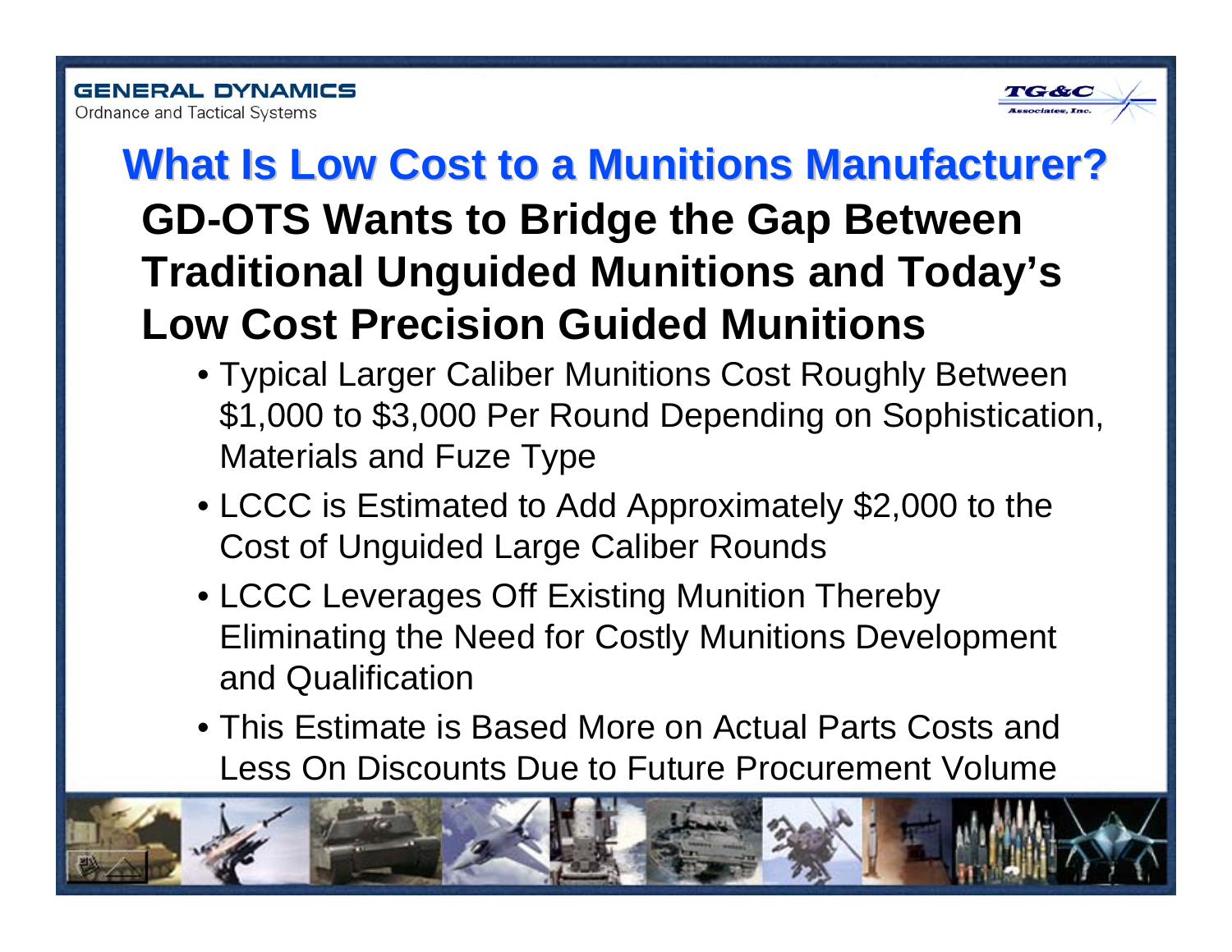# What Is Low Cost to a Munitions Manufacturer?

## GD-OTS Wants to Bridge the Gap Between Traditional Unguided Munitions and Today's Low Cost Precision Guided Munitions

- Typical Larger Caliber Munitions Cost Roughly Between $1,000 to $3,000 Per Round Depending on Sophistication, Materials and Fuze Type
- LCCC is Estimated to Add Approximately $2,000 to the Cost of Unguided Large Caliber Rounds
- LCCC Leverages Off Existing Munition Thereby Eliminating the Need for Costly Munitions Development and Qualification
- This Estimate is Based More on Actual Parts Costs and Less On Discounts Due to Future Procurement Volume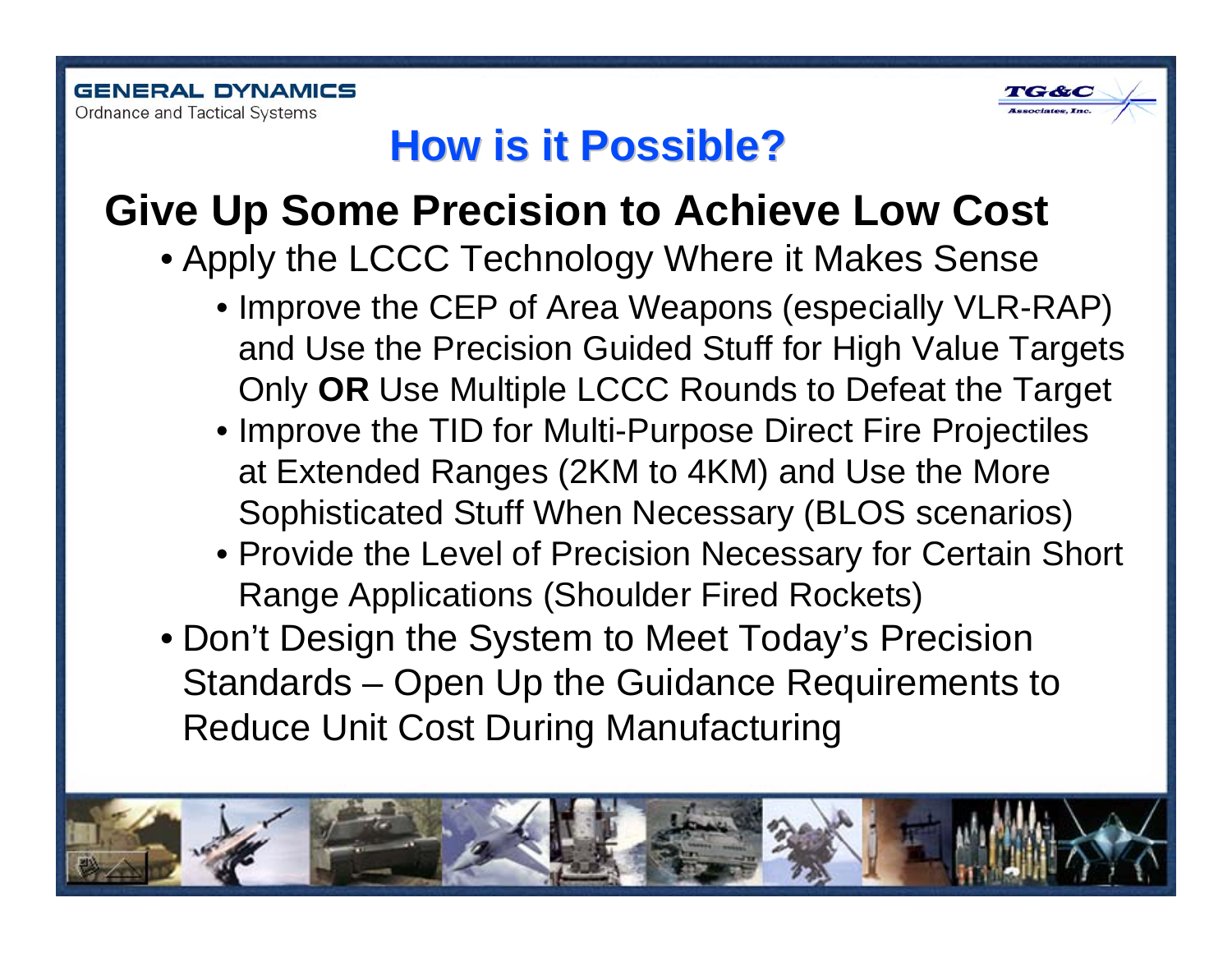# How is it Possible?

## Give Up Some Precision to Achieve Low Cost

- Apply the LCCC Technology Where it Makes Sense
  - Improve the CEP of Area Weapons (especially VLR-RAP) and Use the Precision Guided Stuff for High Value Targets Only **OR** Use Multiple LCCC Rounds to Defeat the Target
  - Improve the TID for Multi-Purpose Direct Fire Projectiles at Extended Ranges (2KM to 4KM) and Use the More Sophisticated Stuff When Necessary (BLOS scenarios)
  - Provide the Level of Precision Necessary for Certain Short Range Applications (Shoulder Fired Rockets)
- Don't Design the System to Meet Today's Precision Standards – Open Up the Guidance Requirements to Reduce Unit Cost During Manufacturing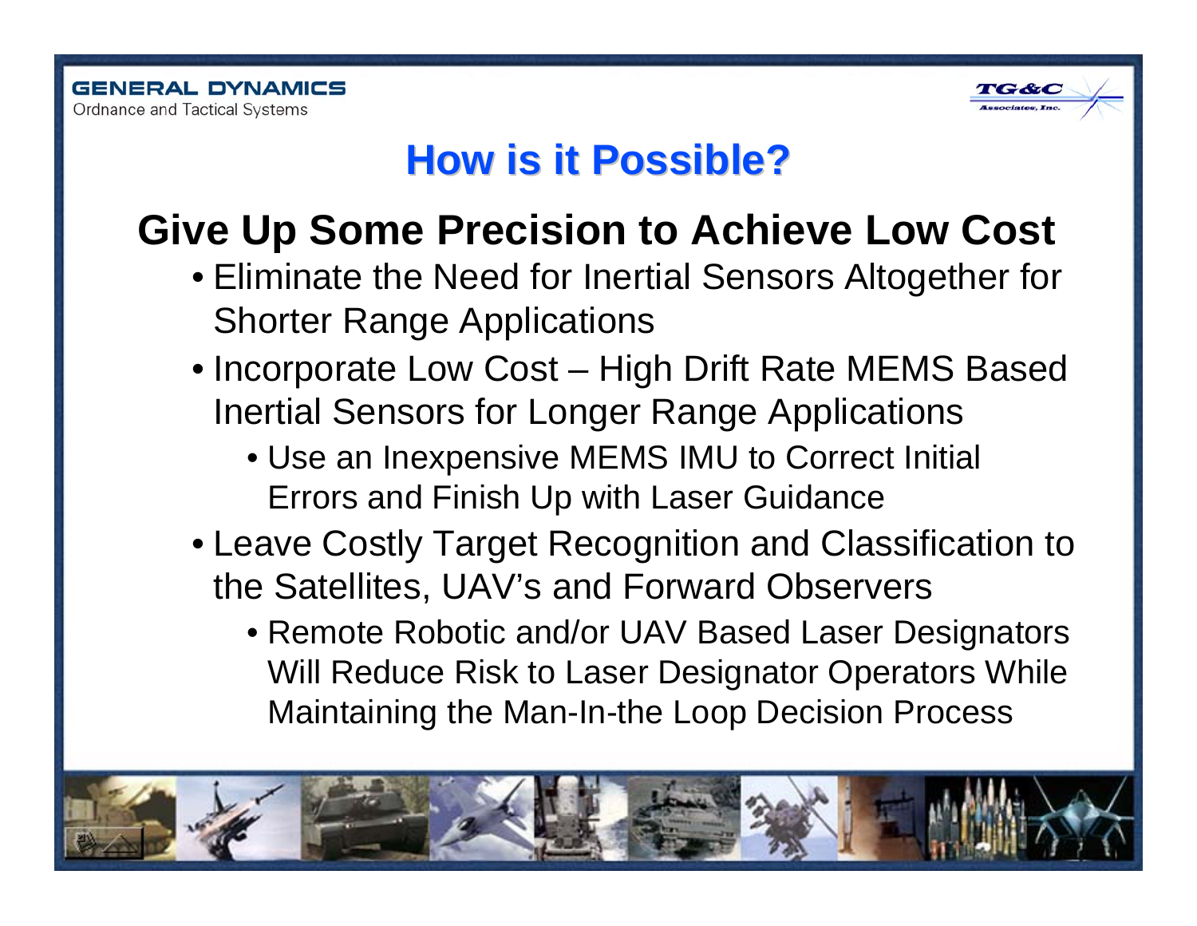# How is it Possible?

## Give Up Some Precision to Achieve Low Cost

- Eliminate the Need for Inertial Sensors Altogether for Shorter Range Applications
- Incorporate Low Cost – High Drift Rate MEMS Based Inertial Sensors for Longer Range Applications
  - Use an Inexpensive MEMS IMU to Correct Initial Errors and Finish Up with Laser Guidance
- Leave Costly Target Recognition and Classification to the Satellites, UAV's and Forward Observers
  - Remote Robotic and/or UAV Based Laser Designators Will Reduce Risk to Laser Designator Operators While Maintaining the Man-In-the Loop Decision Process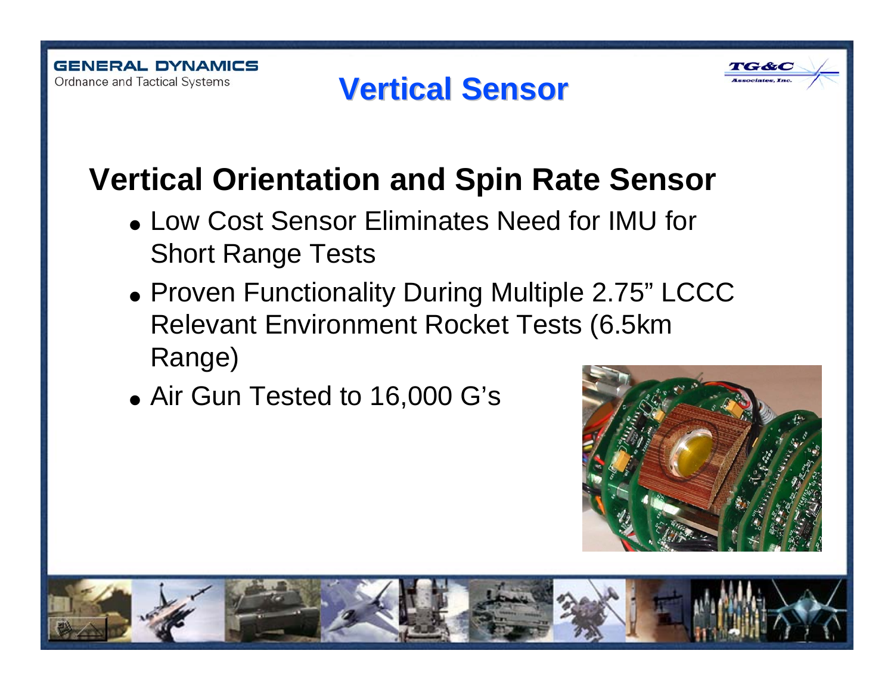# Vertical Sensor

## Vertical Orientation and Spin Rate Sensor

- Low Cost Sensor Eliminates Need for IMU for Short Range Tests
- Proven Functionality During Multiple 2.75" LCCC Relevant Environment Rocket Tests (6.5km Range)
- Air Gun Tested to 16,000 G's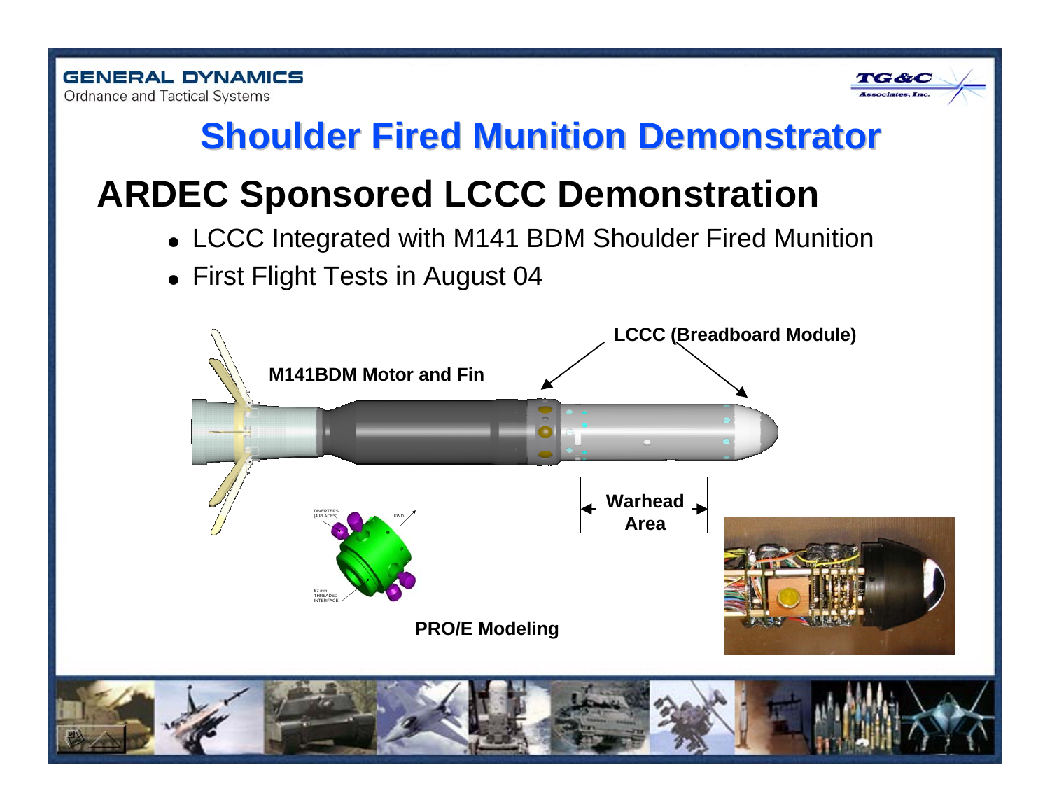# Shoulder Fired Munition Demonstrator

## ARDEC Sponsored LCCC Demonstration

- LCCC Integrated with M141 BDM Shoulder Fired Munition
- First Flight Tests in August 04

M141BDM Motor and Fin

LCCC (Breadboard Module)

Warhead Area

DIVERTERS (4 PLACES)

FWD

57 mm THREADED INTERFACE

PRO/E Modeling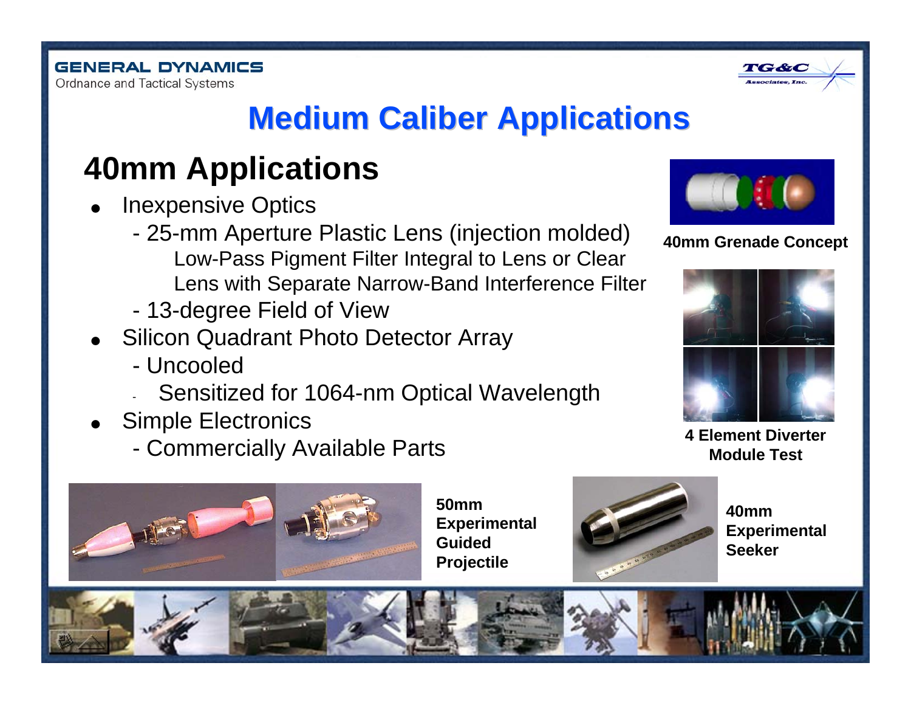# Medium Caliber Applications

## 40mm Applications

- Inexpensive Optics
  - 25-mm Aperture Plastic Lens (injection molded)
    Low-Pass Pigment Filter Integral to Lens or Clear Lens with Separate Narrow-Band Interference Filter
  - 13-degree Field of View
- Silicon Quadrant Photo Detector Array
  - Uncooled
  - Sensitized for 1064-nm Optical Wavelength
- Simple Electronics
  - Commercially Available Parts

**40mm Grenade Concept**

**4 Element Diverter Module Test**

**50mm Experimental Guided Projectile**

**40mm Experimental Seeker**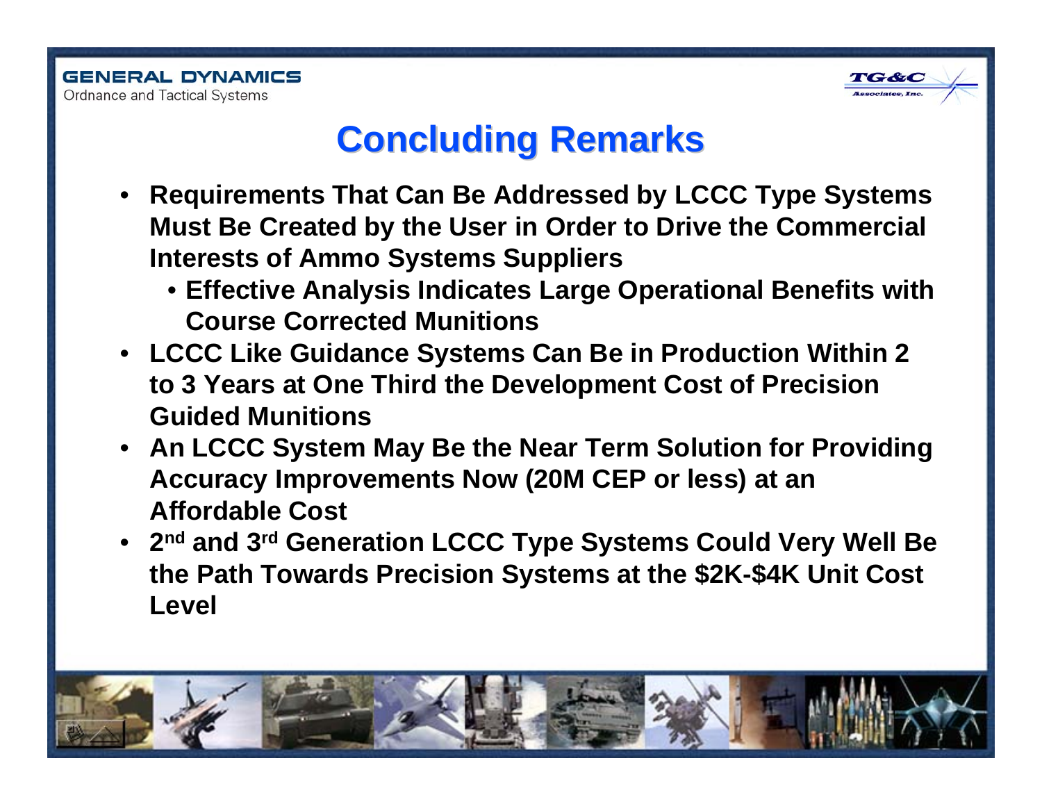# Concluding Remarks

- **Requirements That Can Be Addressed by LCCC Type Systems Must Be Created by the User in Order to Drive the Commercial Interests of Ammo Systems Suppliers**
  - **Effective Analysis Indicates Large Operational Benefits with Course Corrected Munitions**
- **LCCC Like Guidance Systems Can Be in Production Within 2 to 3 Years at One Third the Development Cost of Precision Guided Munitions**
- **An LCCC System May Be the Near Term Solution for Providing Accuracy Improvements Now (20M CEP or less) at an Affordable Cost**
- **2nd and 3rd Generation LCCC Type Systems Could Very Well Be the Path Towards Precision Systems at the $2K-$4K Unit Cost Level**